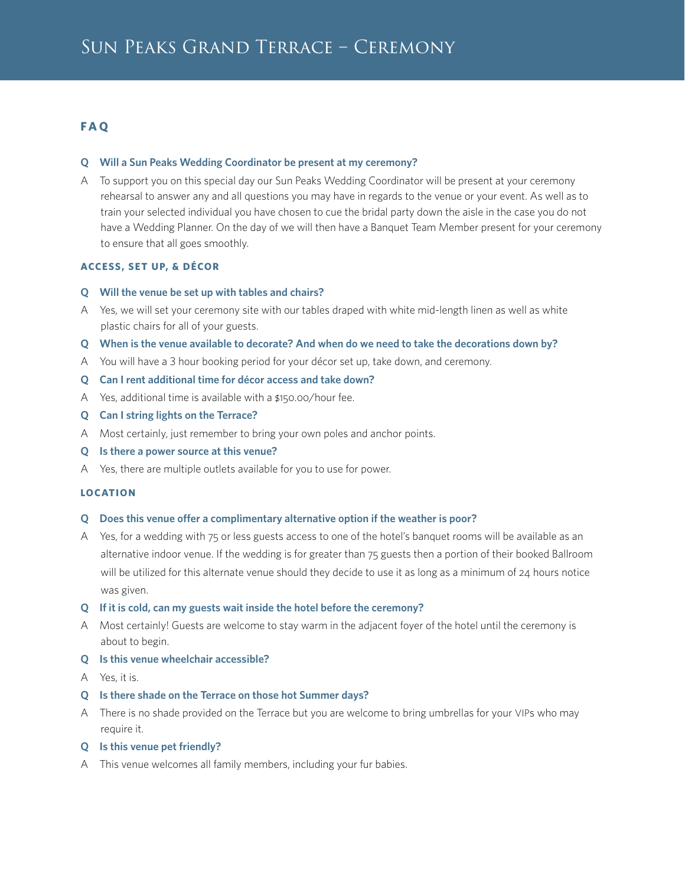# Sun Peaks Grand Terrace – Ceremony

## FAQ

**Q Will a Sun Peaks Wedding Coordinator be present at my ceremony?**

A To support you on this special day our Sun Peaks Wedding Coordinator will be present at your ceremony rehearsal to answer any and all questions you may have in regards to the venue or your event. As well as to train your selected individual you have chosen to cue the bridal party down the aisle in the case you do not have a Wedding Planner. On the day of we will then have a Banquet Team Member present for your ceremony to ensure that all goes smoothly.

### ACCESS, SET UP, & DÉCOR

**Q Will the venue be set up with tables and chairs?**

A Yes, we will set your ceremony site with our tables draped with white mid-length linen as well as white plastic chairs for all of your guests.

**Q When is the venue available to decorate? And when do we need to take the decorations down by?**

A You will have a 3 hour booking period for your décor set up, take down, and ceremony.

**Q Can I rent additional time for décor access and take down?**

A Yes, additional time is available with a $150.00/hour fee.

**Q Can I string lights on the Terrace?**

A Most certainly, just remember to bring your own poles and anchor points.

**Q Is there a power source at this venue?**

A Yes, there are multiple outlets available for you to use for power.

### LOCATION

**Q Does this venue offer a complimentary alternative option if the weather is poor?**

A Yes, for a wedding with 75 or less guests access to one of the hotel's banquet rooms will be available as an alternative indoor venue. If the wedding is for greater than 75 guests then a portion of their booked Ballroom will be utilized for this alternate venue should they decide to use it as long as a minimum of 24 hours notice was given.

**Q If it is cold, can my guests wait inside the hotel before the ceremony?**

A Most certainly! Guests are welcome to stay warm in the adjacent foyer of the hotel until the ceremony is about to begin.

**Q Is this venue wheelchair accessible?**

A Yes, it is.

**Q Is there shade on the Terrace on those hot Summer days?**

A There is no shade provided on the Terrace but you are welcome to bring umbrellas for your VIPs who may require it.

**Q Is this venue pet friendly?**

A This venue welcomes all family members, including your fur babies.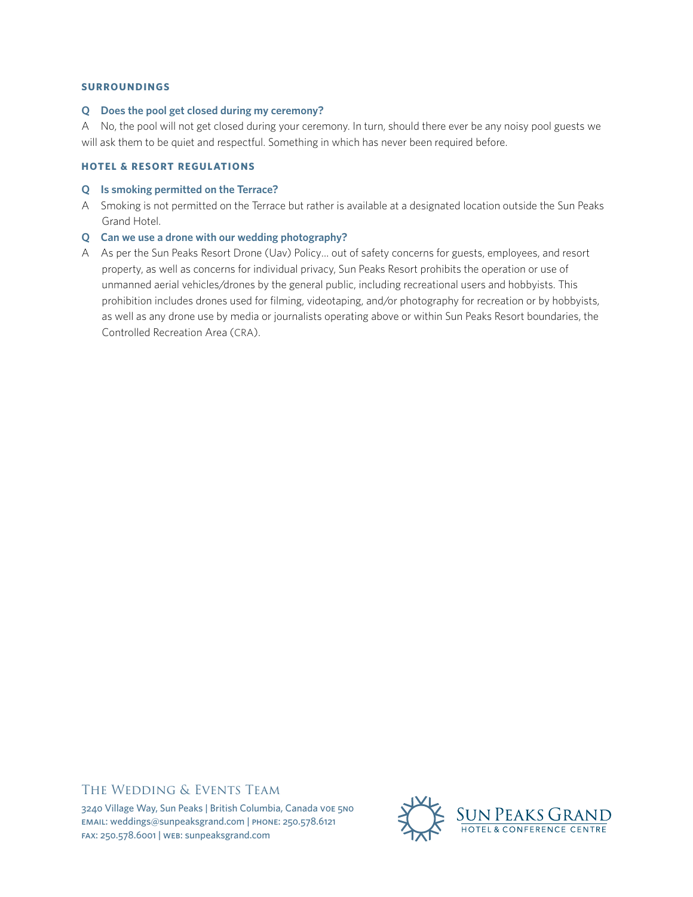### SURROUNDINGS

**Q Does the pool get closed during my ceremony?**

A No, the pool will not get closed during your ceremony. In turn, should there ever be any noisy pool guests we will ask them to be quiet and respectful. Something in which has never been required before.

### HOTEL & RESORT REGULATIONS

**Q Is smoking permitted on the Terrace?**

A Smoking is not permitted on the Terrace but rather is available at a designated location outside the Sun Peaks Grand Hotel.

**Q Can we use a drone with our wedding photography?**

A As per the Sun Peaks Resort Drone (Uav) Policy… out of safety concerns for guests, employees, and resort property, as well as concerns for individual privacy, Sun Peaks Resort prohibits the operation or use of unmanned aerial vehicles/drones by the general public, including recreational users and hobbyists. This prohibition includes drones used for filming, videotaping, and/or photography for recreation or by hobbyists, as well as any drone use by media or journalists operating above or within Sun Peaks Resort boundaries, the Controlled Recreation Area (CRA).

THE WEDDING & EVENTS TEAM

3240 Village Way, Sun Peaks | British Columbia, Canada V0E 5N0
EMAIL: weddings@sunpeaksgrand.com | PHONE: 250.578.6121
FAX: 250.578.6001 | WEB: sunpeaksgrand.com

SUN PEAKS GRAND
HOTEL & CONFERENCE CENTRE